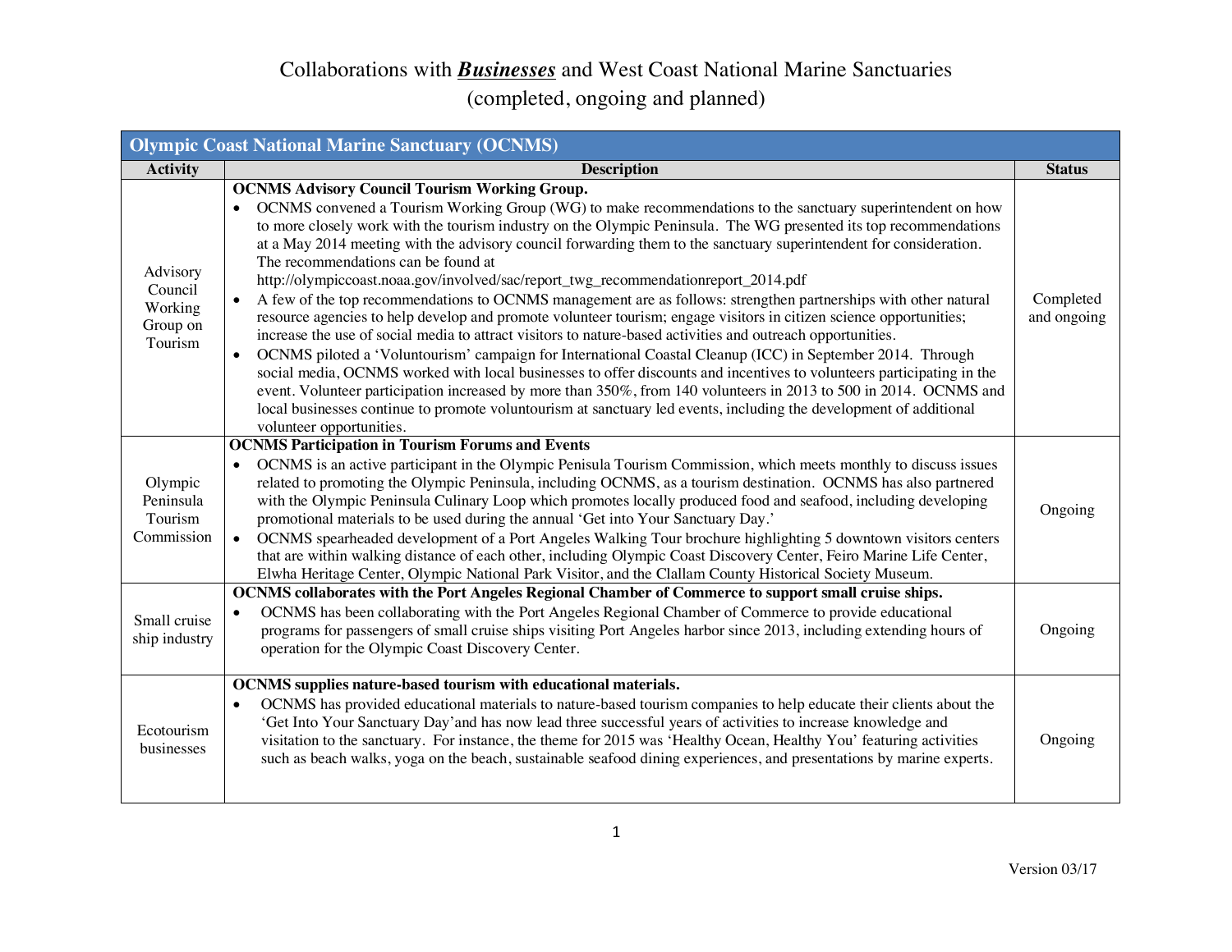# Collaborations with ***Businesses*** and West Coast National Marine Sanctuaries (completed, ongoing and planned)

| Olympic Coast National Marine Sanctuary (OCNMS) | | |
|---|---|---|
| **Activity** | **Description** | **Status** |
| Advisory Council Working Group on Tourism | **OCNMS Advisory Council Tourism Working Group.**<br>• OCNMS convened a Tourism Working Group (WG) to make recommendations to the sanctuary superintendent on how to more closely work with the tourism industry on the Olympic Peninsula. The WG presented its top recommendations at a May 2014 meeting with the advisory council forwarding them to the sanctuary superintendent for consideration. The recommendations can be found at http://olympiccoast.noaa.gov/involved/sac/report_twg_recommendationreport_2014.pdf<br>• A few of the top recommendations to OCNMS management are as follows: strengthen partnerships with other natural resource agencies to help develop and promote volunteer tourism; engage visitors in citizen science opportunities; increase the use of social media to attract visitors to nature-based activities and outreach opportunities.<br>• OCNMS piloted a 'Voluntourism' campaign for International Coastal Cleanup (ICC) in September 2014. Through social media, OCNMS worked with local businesses to offer discounts and incentives to volunteers participating in the event. Volunteer participation increased by more than 350%, from 140 volunteers in 2013 to 500 in 2014. OCNMS and local businesses continue to promote voluntourism at sanctuary led events, including the development of additional volunteer opportunities. | Completed and ongoing |
| Olympic Peninsula Tourism Commission | **OCNMS Participation in Tourism Forums and Events**<br>• OCNMS is an active participant in the Olympic Penisula Tourism Commission, which meets monthly to discuss issues related to promoting the Olympic Peninsula, including OCNMS, as a tourism destination. OCNMS has also partnered with the Olympic Peninsula Culinary Loop which promotes locally produced food and seafood, including developing promotional materials to be used during the annual 'Get into Your Sanctuary Day.'<br>• OCNMS spearheaded development of a Port Angeles Walking Tour brochure highlighting 5 downtown visitors centers that are within walking distance of each other, including Olympic Coast Discovery Center, Feiro Marine Life Center, Elwha Heritage Center, Olympic National Park Visitor, and the Clallam County Historical Society Museum. | Ongoing |
| Small cruise ship industry | **OCNMS collaborates with the Port Angeles Regional Chamber of Commerce to support small cruise ships.**<br>• OCNMS has been collaborating with the Port Angeles Regional Chamber of Commerce to provide educational programs for passengers of small cruise ships visiting Port Angeles harbor since 2013, including extending hours of operation for the Olympic Coast Discovery Center. | Ongoing |
| Ecotourism businesses | **OCNMS supplies nature-based tourism with educational materials.**<br>• OCNMS has provided educational materials to nature-based tourism companies to help educate their clients about the 'Get Into Your Sanctuary Day'and has now lead three successful years of activities to increase knowledge and visitation to the sanctuary. For instance, the theme for 2015 was 'Healthy Ocean, Healthy You' featuring activities such as beach walks, yoga on the beach, sustainable seafood dining experiences, and presentations by marine experts. | Ongoing |

Version 03/17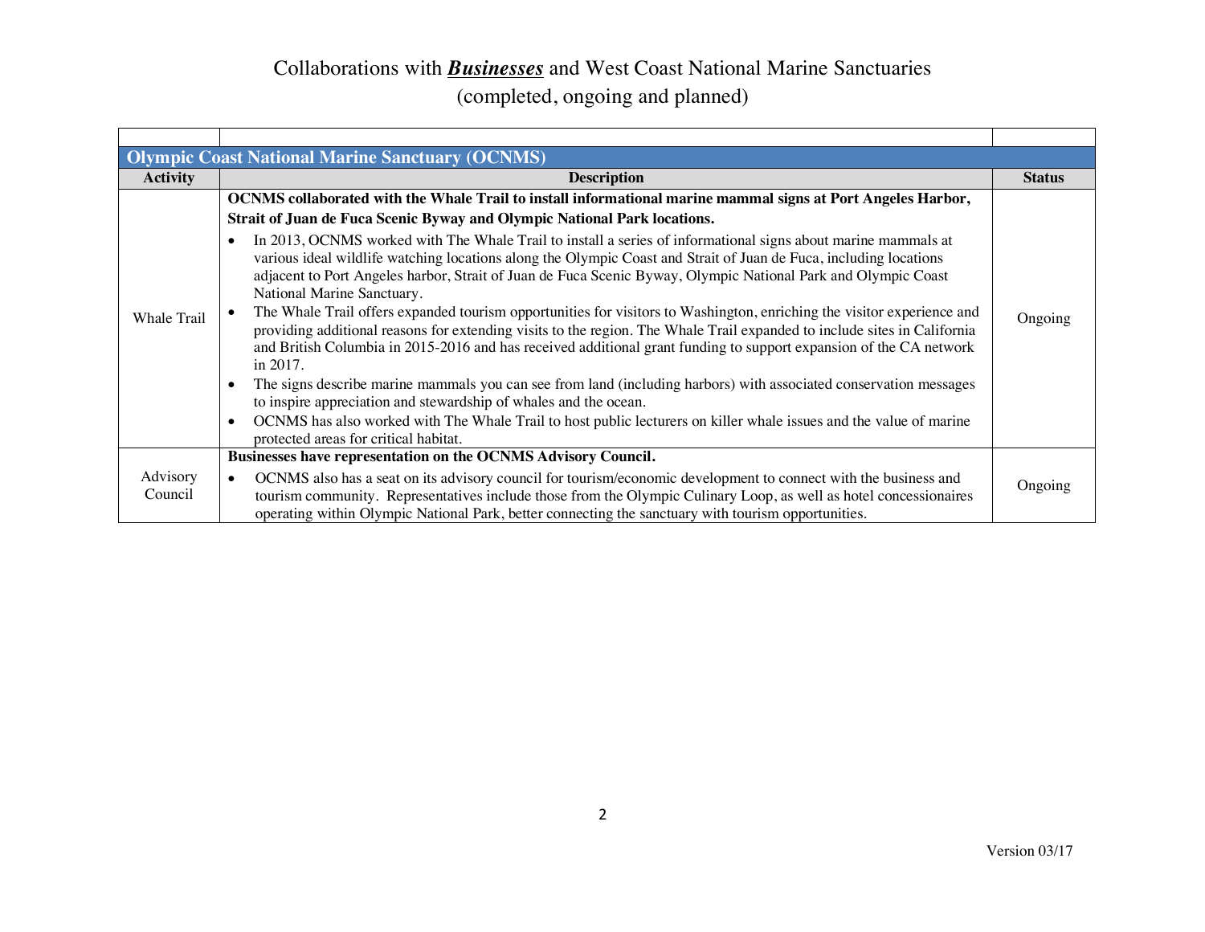# Collaborations with ***Businesses*** and West Coast National Marine Sanctuaries (completed, ongoing and planned)

| | | |
|---|---|---|
| **Olympic Coast National Marine Sanctuary (OCNMS)** | | |
| **Activity** | **Description** | **Status** |
| Whale Trail | **OCNMS collaborated with the Whale Trail to install informational marine mammal signs at Port Angeles Harbor, Strait of Juan de Fuca Scenic Byway and Olympic National Park locations.**<br>• In 2013, OCNMS worked with The Whale Trail to install a series of informational signs about marine mammals at various ideal wildlife watching locations along the Olympic Coast and Strait of Juan de Fuca, including locations adjacent to Port Angeles harbor, Strait of Juan de Fuca Scenic Byway, Olympic National Park and Olympic Coast National Marine Sanctuary.<br>• The Whale Trail offers expanded tourism opportunities for visitors to Washington, enriching the visitor experience and providing additional reasons for extending visits to the region. The Whale Trail expanded to include sites in California and British Columbia in 2015-2016 and has received additional grant funding to support expansion of the CA network in 2017.<br>• The signs describe marine mammals you can see from land (including harbors) with associated conservation messages to inspire appreciation and stewardship of whales and the ocean.<br>• OCNMS has also worked with The Whale Trail to host public lecturers on killer whale issues and the value of marine protected areas for critical habitat. | Ongoing |
| Advisory Council | **Businesses have representation on the OCNMS Advisory Council.**<br>• OCNMS also has a seat on its advisory council for tourism/economic development to connect with the business and tourism community. Representatives include those from the Olympic Culinary Loop, as well as hotel concessionaires operating within Olympic National Park, better connecting the sanctuary with tourism opportunities. | Ongoing |

Version 03/17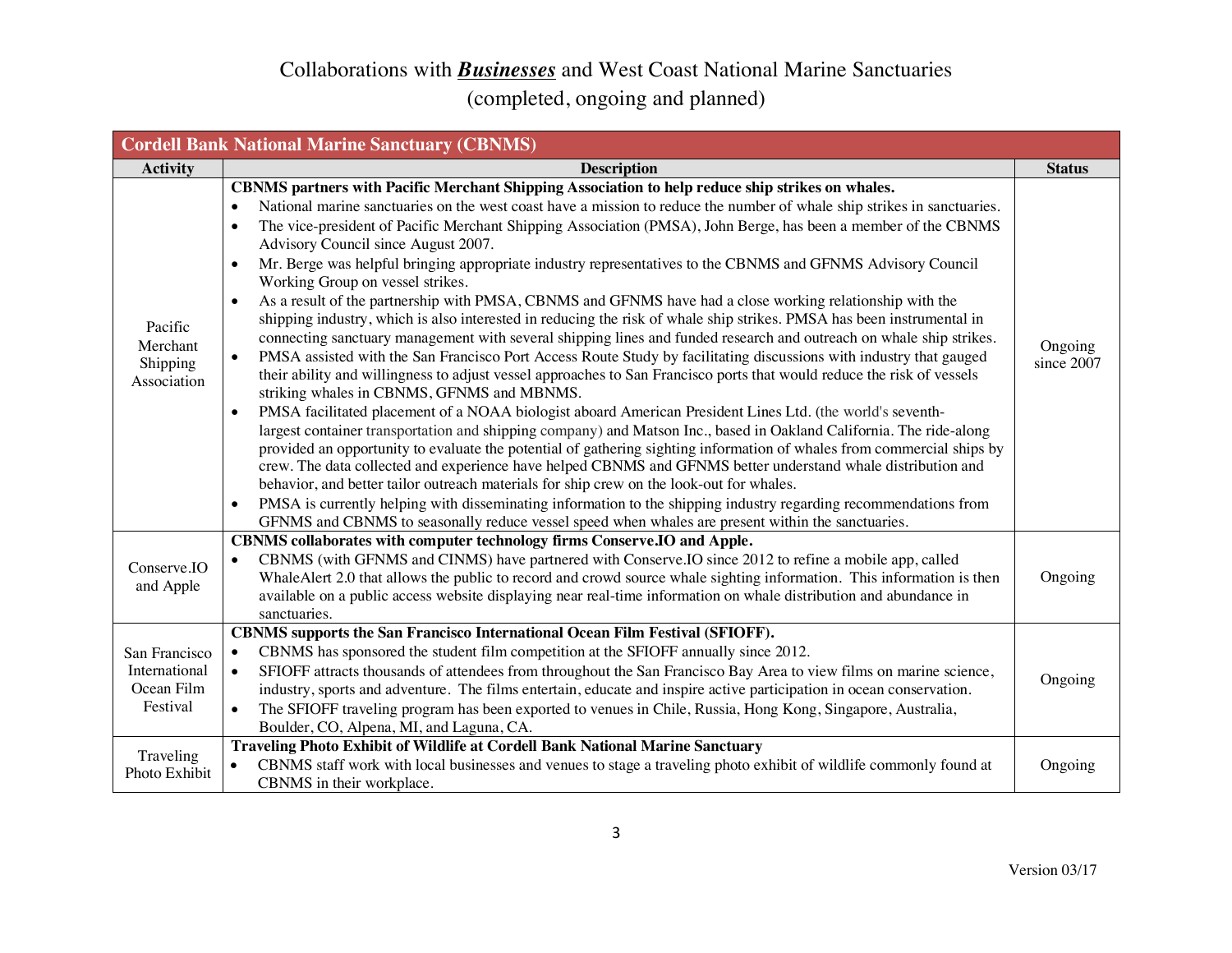# Collaborations with ***Businesses*** and West Coast National Marine Sanctuaries

(completed, ongoing and planned)

| **Cordell Bank National Marine Sanctuary (CBNMS)** | | |
|---|---|---|
| **Activity** | **Description** | **Status** |
| Pacific Merchant Shipping Association | **CBNMS partners with Pacific Merchant Shipping Association to help reduce ship strikes on whales.**<br>• National marine sanctuaries on the west coast have a mission to reduce the number of whale ship strikes in sanctuaries.<br>• The vice-president of Pacific Merchant Shipping Association (PMSA), John Berge, has been a member of the CBNMS Advisory Council since August 2007.<br>• Mr. Berge was helpful bringing appropriate industry representatives to the CBNMS and GFNMS Advisory Council Working Group on vessel strikes.<br>• As a result of the partnership with PMSA, CBNMS and GFNMS have had a close working relationship with the shipping industry, which is also interested in reducing the risk of whale ship strikes. PMSA has been instrumental in connecting sanctuary management with several shipping lines and funded research and outreach on whale ship strikes.<br>• PMSA assisted with the San Francisco Port Access Route Study by facilitating discussions with industry that gauged their ability and willingness to adjust vessel approaches to San Francisco ports that would reduce the risk of vessels striking whales in CBNMS, GFNMS and MBNMS.<br>• PMSA facilitated placement of a NOAA biologist aboard American President Lines Ltd. (the world's seventh-largest container transportation and shipping company) and Matson Inc., based in Oakland California. The ride-along provided an opportunity to evaluate the potential of gathering sighting information of whales from commercial ships by crew. The data collected and experience have helped CBNMS and GFNMS better understand whale distribution and behavior, and better tailor outreach materials for ship crew on the look-out for whales.<br>• PMSA is currently helping with disseminating information to the shipping industry regarding recommendations from GFNMS and CBNMS to seasonally reduce vessel speed when whales are present within the sanctuaries. | Ongoing since 2007 |
| Conserve.IO and Apple | **CBNMS collaborates with computer technology firms Conserve.IO and Apple.**<br>• CBNMS (with GFNMS and CINMS) have partnered with Conserve.IO since 2012 to refine a mobile app, called WhaleAlert 2.0 that allows the public to record and crowd source whale sighting information. This information is then available on a public access website displaying near real-time information on whale distribution and abundance in sanctuaries. | Ongoing |
| San Francisco International Ocean Film Festival | **CBNMS supports the San Francisco International Ocean Film Festival (SFIOFF).**<br>• CBNMS has sponsored the student film competition at the SFIOFF annually since 2012.<br>• SFIOFF attracts thousands of attendees from throughout the San Francisco Bay Area to view films on marine science, industry, sports and adventure. The films entertain, educate and inspire active participation in ocean conservation.<br>• The SFIOFF traveling program has been exported to venues in Chile, Russia, Hong Kong, Singapore, Australia, Boulder, CO, Alpena, MI, and Laguna, CA. | Ongoing |
| Traveling Photo Exhibit | **Traveling Photo Exhibit of Wildlife at Cordell Bank National Marine Sanctuary**<br>• CBNMS staff work with local businesses and venues to stage a traveling photo exhibit of wildlife commonly found at CBNMS in their workplace. | Ongoing |

Version 03/17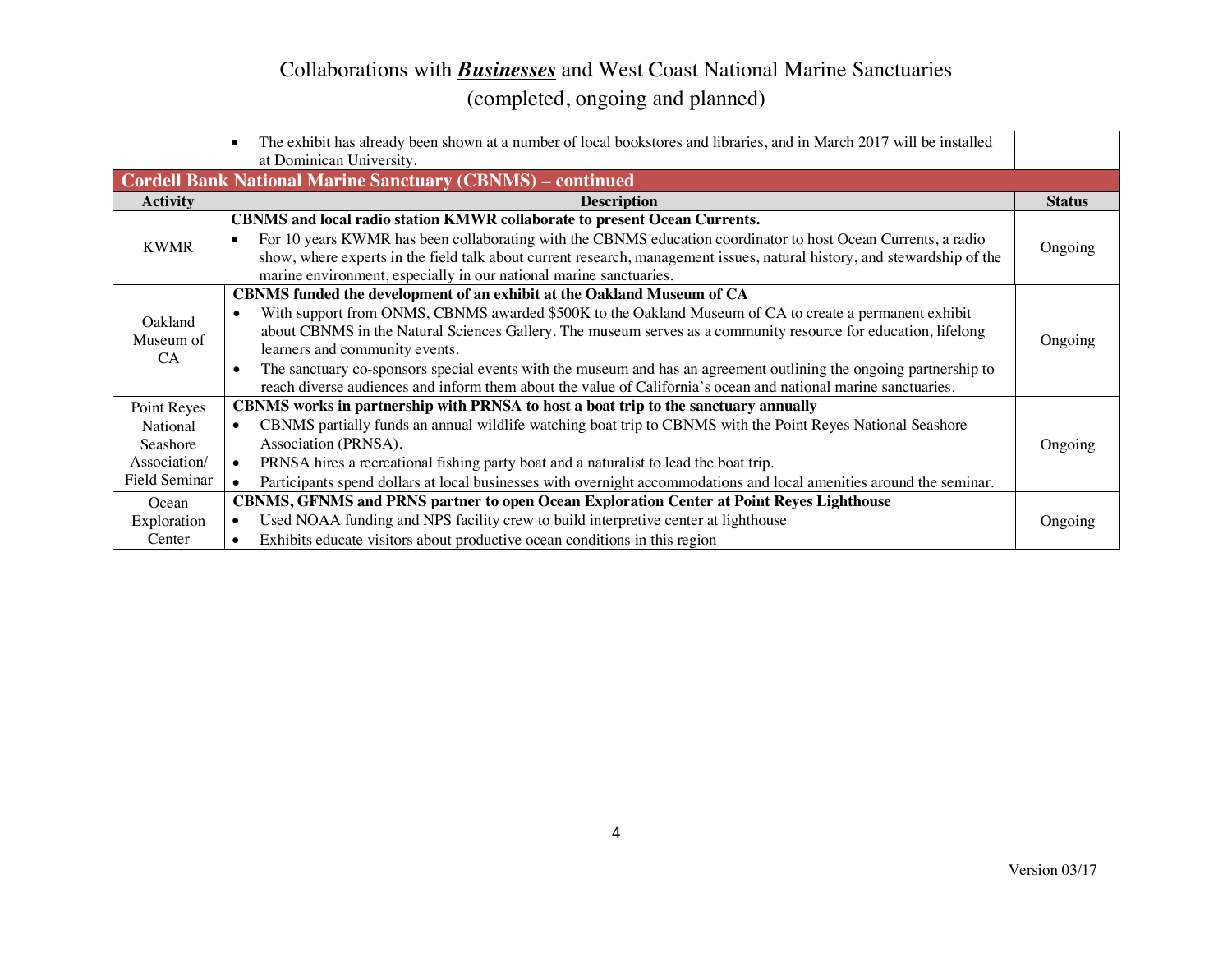# Collaborations with ***Businesses*** and West Coast National Marine Sanctuaries
(completed, ongoing and planned)

| Activity | Description | Status |
|---|---|---|
| | • The exhibit has already been shown at a number of local bookstores and libraries, and in March 2017 will be installed at Dominican University. | |
| **Cordell Bank National Marine Sanctuary (CBNMS) – continued** | | |
| **Activity** | **Description** | **Status** |
| KWMR | **CBNMS and local radio station KMWR collaborate to present Ocean Currents.**<br>• For 10 years KWMR has been collaborating with the CBNMS education coordinator to host Ocean Currents, a radio show, where experts in the field talk about current research, management issues, natural history, and stewardship of the marine environment, especially in our national marine sanctuaries. | Ongoing |
| Oakland Museum of CA | **CBNMS funded the development of an exhibit at the Oakland Museum of CA**<br>• With support from ONMS, CBNMS awarded $500K to the Oakland Museum of CA to create a permanent exhibit about CBNMS in the Natural Sciences Gallery. The museum serves as a community resource for education, lifelong learners and community events.<br>• The sanctuary co-sponsors special events with the museum and has an agreement outlining the ongoing partnership to reach diverse audiences and inform them about the value of California's ocean and national marine sanctuaries. | Ongoing |
| Point Reyes National Seashore Association/ Field Seminar | **CBNMS works in partnership with PRNSA to host a boat trip to the sanctuary annually**<br>• CBNMS partially funds an annual wildlife watching boat trip to CBNMS with the Point Reyes National Seashore Association (PRNSA).<br>• PRNSA hires a recreational fishing party boat and a naturalist to lead the boat trip.<br>• Participants spend dollars at local businesses with overnight accommodations and local amenities around the seminar. | Ongoing |
| Ocean Exploration Center | **CBNMS, GFNMS and PRNS partner to open Ocean Exploration Center at Point Reyes Lighthouse**<br>• Used NOAA funding and NPS facility crew to build interpretive center at lighthouse<br>• Exhibits educate visitors about productive ocean conditions in this region | Ongoing |

Version 03/17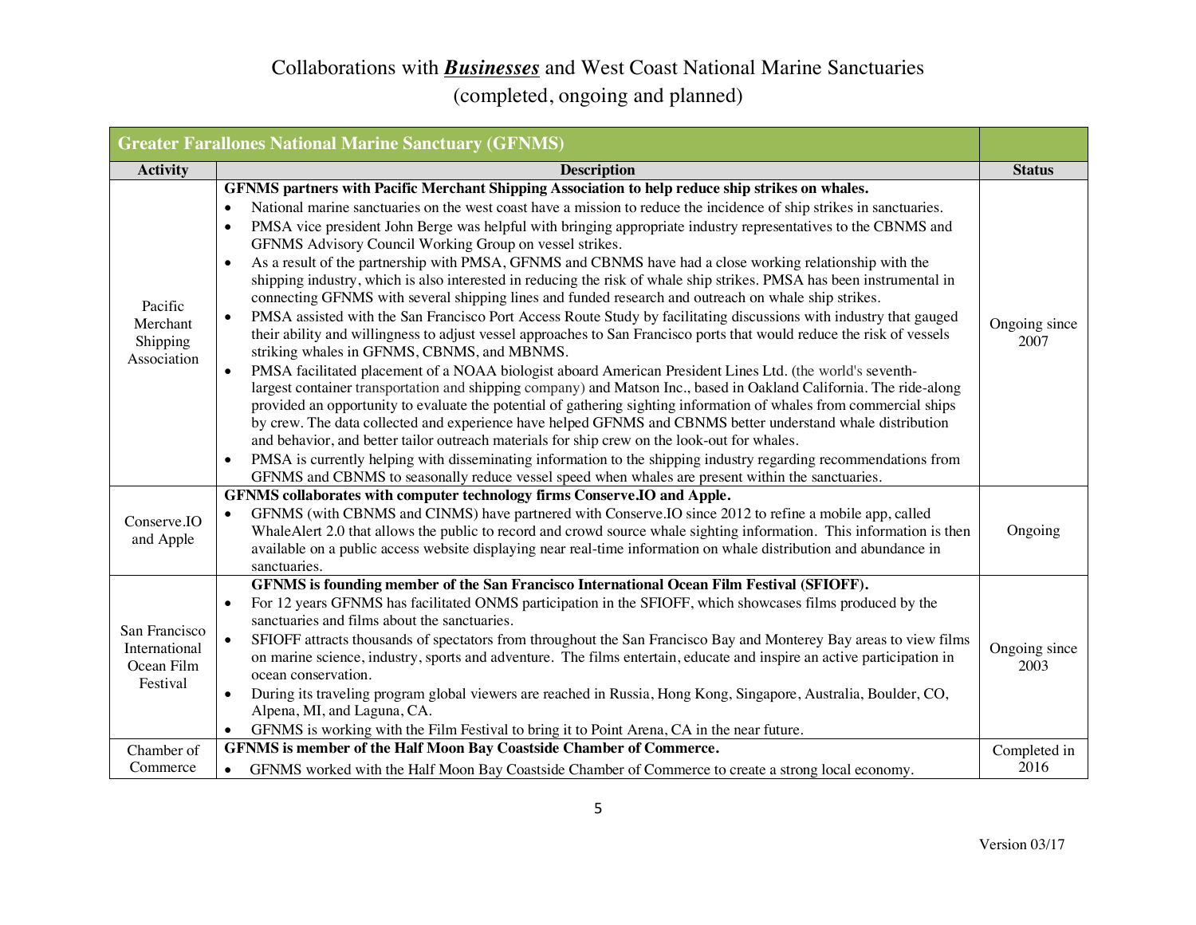# Collaborations with ***Businesses*** and West Coast National Marine Sanctuaries
## (completed, ongoing and planned)

| Greater Farallones National Marine Sanctuary (GFNMS) | | |
|---|---|---|
| **Activity** | **Description** | **Status** |
| Pacific Merchant Shipping Association | **GFNMS partners with Pacific Merchant Shipping Association to help reduce ship strikes on whales.**<br>• National marine sanctuaries on the west coast have a mission to reduce the incidence of ship strikes in sanctuaries.<br>• PMSA vice president John Berge was helpful with bringing appropriate industry representatives to the CBNMS and GFNMS Advisory Council Working Group on vessel strikes.<br>• As a result of the partnership with PMSA, GFNMS and CBNMS have had a close working relationship with the shipping industry, which is also interested in reducing the risk of whale ship strikes. PMSA has been instrumental in connecting GFNMS with several shipping lines and funded research and outreach on whale ship strikes.<br>• PMSA assisted with the San Francisco Port Access Route Study by facilitating discussions with industry that gauged their ability and willingness to adjust vessel approaches to San Francisco ports that would reduce the risk of vessels striking whales in GFNMS, CBNMS, and MBNMS.<br>• PMSA facilitated placement of a NOAA biologist aboard American President Lines Ltd. (the world's seventh-largest container transportation and shipping company) and Matson Inc., based in Oakland California. The ride-along provided an opportunity to evaluate the potential of gathering sighting information of whales from commercial ships by crew. The data collected and experience have helped GFNMS and CBNMS better understand whale distribution and behavior, and better tailor outreach materials for ship crew on the look-out for whales.<br>• PMSA is currently helping with disseminating information to the shipping industry regarding recommendations from GFNMS and CBNMS to seasonally reduce vessel speed when whales are present within the sanctuaries. | Ongoing since 2007 |
| Conserve.IO and Apple | **GFNMS collaborates with computer technology firms Conserve.IO and Apple.**<br>• GFNMS (with CBNMS and CINMS) have partnered with Conserve.IO since 2012 to refine a mobile app, called WhaleAlert 2.0 that allows the public to record and crowd source whale sighting information. This information is then available on a public access website displaying near real-time information on whale distribution and abundance in sanctuaries. | Ongoing |
| San Francisco International Ocean Film Festival | **GFNMS is founding member of the San Francisco International Ocean Film Festival (SFIOFF).**<br>• For 12 years GFNMS has facilitated ONMS participation in the SFIOFF, which showcases films produced by the sanctuaries and films about the sanctuaries.<br>• SFIOFF attracts thousands of spectators from throughout the San Francisco Bay and Monterey Bay areas to view films on marine science, industry, sports and adventure. The films entertain, educate and inspire an active participation in ocean conservation.<br>• During its traveling program global viewers are reached in Russia, Hong Kong, Singapore, Australia, Boulder, CO, Alpena, MI, and Laguna, CA.<br>• GFNMS is working with the Film Festival to bring it to Point Arena, CA in the near future. | Ongoing since 2003 |
| Chamber of Commerce | **GFNMS is member of the Half Moon Bay Coastside Chamber of Commerce.**<br>• GFNMS worked with the Half Moon Bay Coastside Chamber of Commerce to create a strong local economy. | Completed in 2016 |

Version 03/17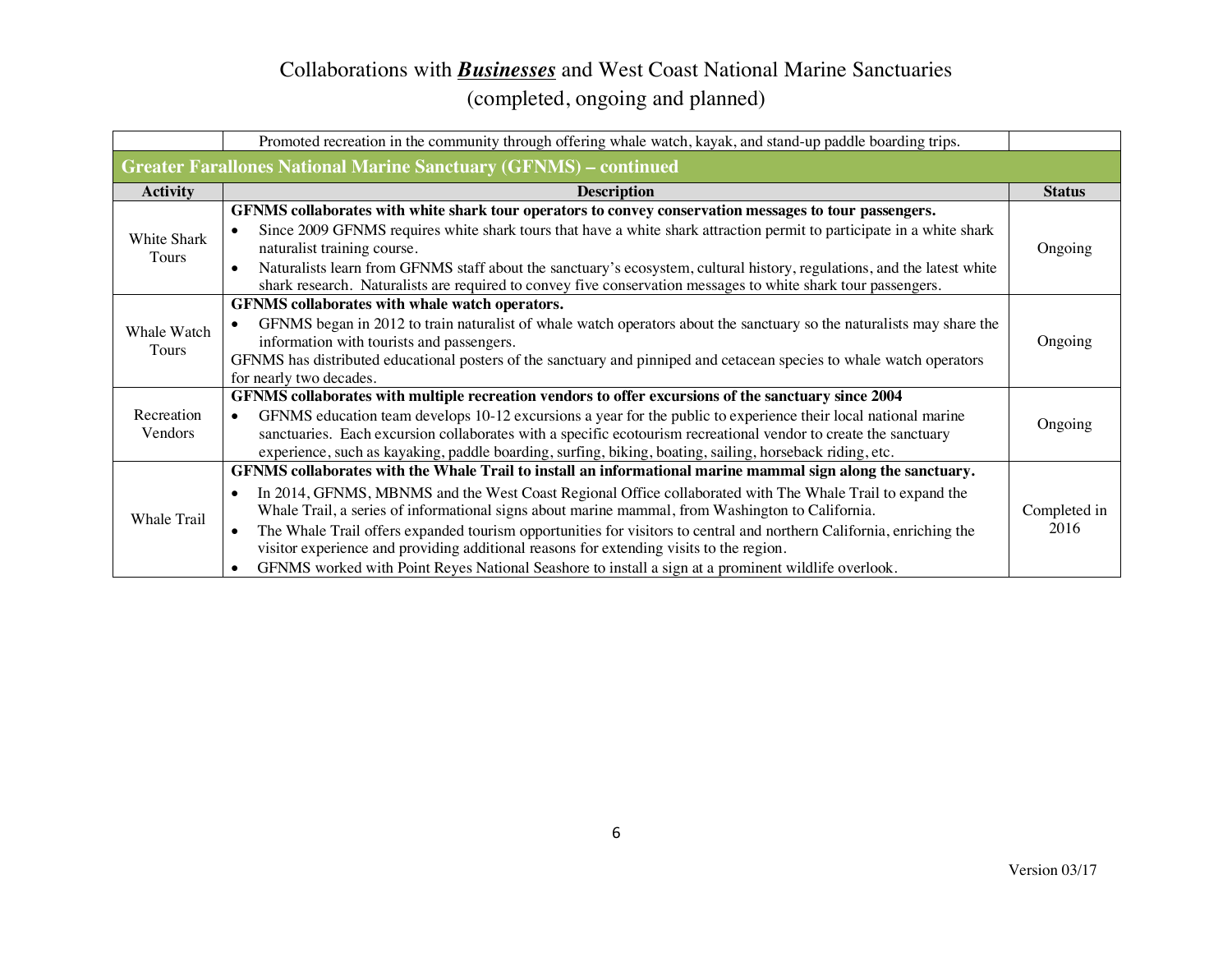# Collaborations with ***Businesses*** and West Coast National Marine Sanctuaries (completed, ongoing and planned)

| | | |
|---|---|---|
| | Promoted recreation in the community through offering whale watch, kayak, and stand-up paddle boarding trips. | |
| **Greater Farallones National Marine Sanctuary (GFNMS) – continued** | | |
| **Activity** | **Description** | **Status** |
| White Shark Tours | **GFNMS collaborates with white shark tour operators to convey conservation messages to tour passengers.**<br>• Since 2009 GFNMS requires white shark tours that have a white shark attraction permit to participate in a white shark naturalist training course.<br>• Naturalists learn from GFNMS staff about the sanctuary's ecosystem, cultural history, regulations, and the latest white shark research. Naturalists are required to convey five conservation messages to white shark tour passengers. | Ongoing |
| Whale Watch Tours | **GFNMS collaborates with whale watch operators.**<br>• GFNMS began in 2012 to train naturalist of whale watch operators about the sanctuary so the naturalists may share the information with tourists and passengers.<br>GFNMS has distributed educational posters of the sanctuary and pinniped and cetacean species to whale watch operators for nearly two decades. | Ongoing |
| Recreation Vendors | **GFNMS collaborates with multiple recreation vendors to offer excursions of the sanctuary since 2004**<br>• GFNMS education team develops 10-12 excursions a year for the public to experience their local national marine sanctuaries. Each excursion collaborates with a specific ecotourism recreational vendor to create the sanctuary experience, such as kayaking, paddle boarding, surfing, biking, boating, sailing, horseback riding, etc. | Ongoing |
| Whale Trail | **GFNMS collaborates with the Whale Trail to install an informational marine mammal sign along the sanctuary.**<br>• In 2014, GFNMS, MBNMS and the West Coast Regional Office collaborated with The Whale Trail to expand the Whale Trail, a series of informational signs about marine mammal, from Washington to California.<br>• The Whale Trail offers expanded tourism opportunities for visitors to central and northern California, enriching the visitor experience and providing additional reasons for extending visits to the region.<br>• GFNMS worked with Point Reyes National Seashore to install a sign at a prominent wildlife overlook. | Completed in 2016 |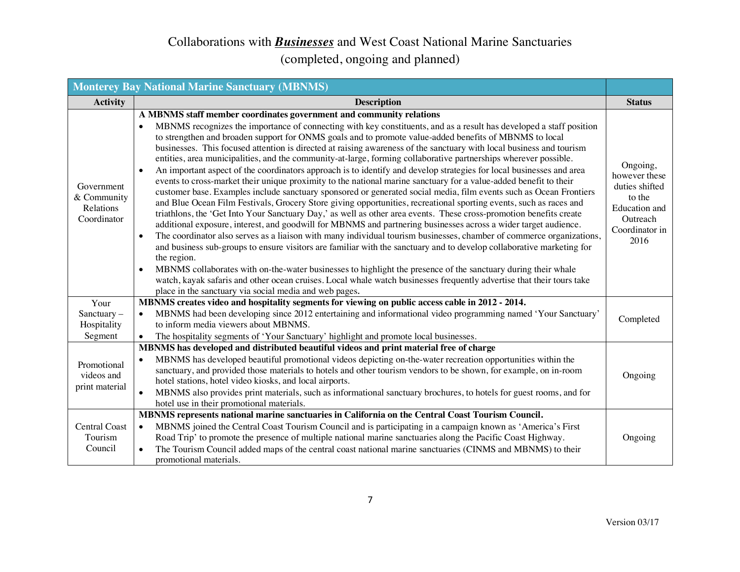# Collaborations with ***Businesses*** and West Coast National Marine Sanctuaries

(completed, ongoing and planned)

| **Monterey Bay National Marine Sanctuary (MBNMS)** | | |
|---|---|---|
| **Activity** | **Description** | **Status** |
| Government & Community Relations Coordinator | **A MBNMS staff member coordinates government and community relations**<br>• MBNMS recognizes the importance of connecting with key constituents, and as a result has developed a staff position to strengthen and broaden support for ONMS goals and to promote value-added benefits of MBNMS to local businesses. This focused attention is directed at raising awareness of the sanctuary with local business and tourism entities, area municipalities, and the community-at-large, forming collaborative partnerships wherever possible.<br>• An important aspect of the coordinators approach is to identify and develop strategies for local businesses and area events to cross-market their unique proximity to the national marine sanctuary for a value-added benefit to their customer base. Examples include sanctuary sponsored or generated social media, film events such as Ocean Frontiers and Blue Ocean Film Festivals, Grocery Store giving opportunities, recreational sporting events, such as races and triathlons, the 'Get Into Your Sanctuary Day,' as well as other area events. These cross-promotion benefits create additional exposure, interest, and goodwill for MBNMS and partnering businesses across a wider target audience.<br>• The coordinator also serves as a liaison with many individual tourism businesses, chamber of commerce organizations, and business sub-groups to ensure visitors are familiar with the sanctuary and to develop collaborative marketing for the region.<br>• MBNMS collaborates with on-the-water businesses to highlight the presence of the sanctuary during their whale watch, kayak safaris and other ocean cruises. Local whale watch businesses frequently advertise that their tours take place in the sanctuary via social media and web pages. | Ongoing, however these duties shifted to the Education and Outreach Coordinator in 2016 |
| Your Sanctuary – Hospitality Segment | **MBNMS creates video and hospitality segments for viewing on public access cable in 2012 - 2014.**<br>• MBNMS had been developing since 2012 entertaining and informational video programming named 'Your Sanctuary' to inform media viewers about MBNMS.<br>• The hospitality segments of 'Your Sanctuary' highlight and promote local businesses. | Completed |
| Promotional videos and print material | **MBNMS has developed and distributed beautiful videos and print material free of charge**<br>• MBNMS has developed beautiful promotional videos depicting on-the-water recreation opportunities within the sanctuary, and provided those materials to hotels and other tourism vendors to be shown, for example, on in-room hotel stations, hotel video kiosks, and local airports.<br>• MBNMS also provides print materials, such as informational sanctuary brochures, to hotels for guest rooms, and for hotel use in their promotional materials. | Ongoing |
| Central Coast Tourism Council | **MBNMS represents national marine sanctuaries in California on the Central Coast Tourism Council.**<br>• MBNMS joined the Central Coast Tourism Council and is participating in a campaign known as 'America's First Road Trip' to promote the presence of multiple national marine sanctuaries along the Pacific Coast Highway.<br>• The Tourism Council added maps of the central coast national marine sanctuaries (CINMS and MBNMS) to their promotional materials. | Ongoing |

Version 03/17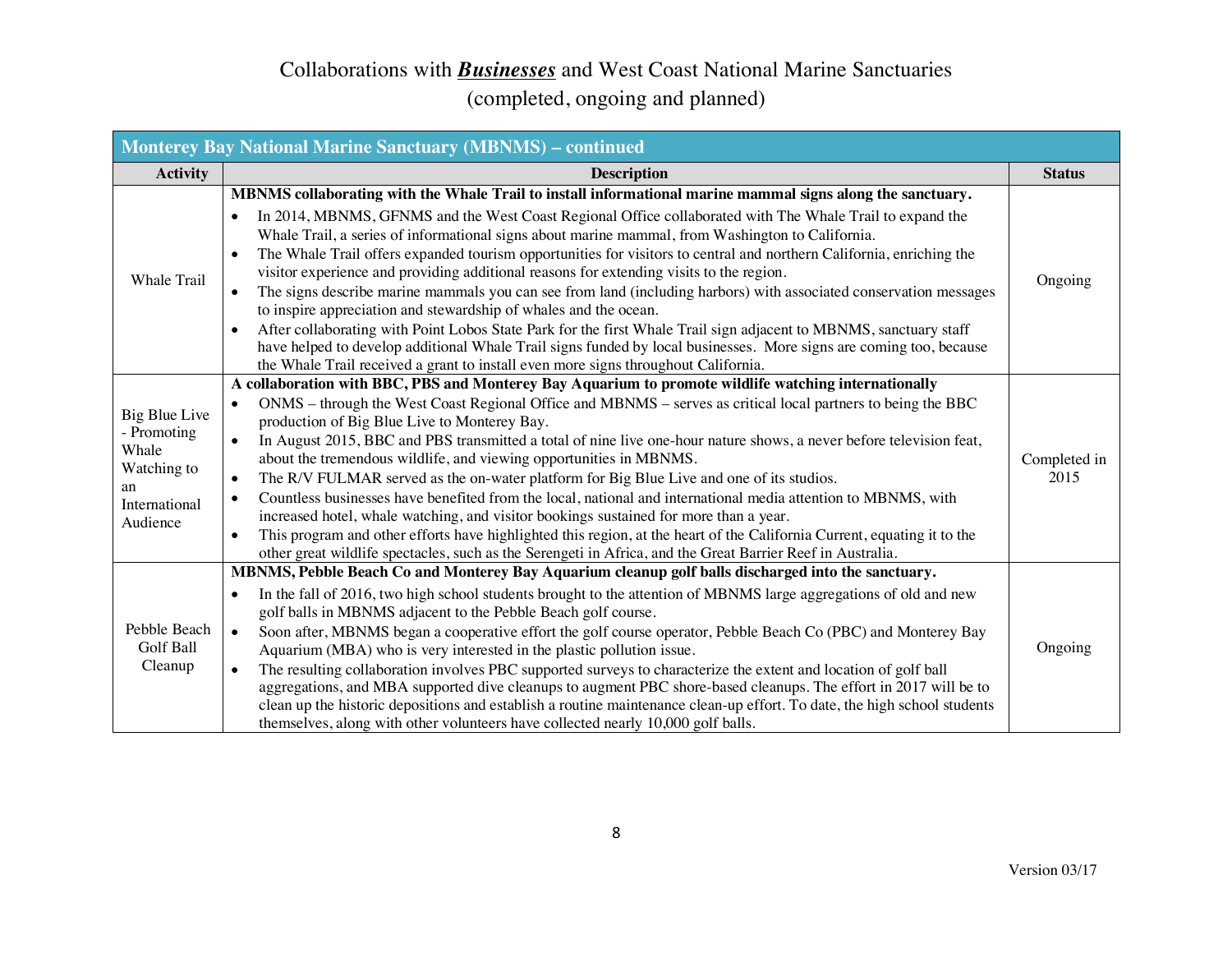# Collaborations with ***Businesses*** and West Coast National Marine Sanctuaries (completed, ongoing and planned)

| Monterey Bay National Marine Sanctuary (MBNMS) – continued | | |
|---|---|---|
| **Activity** | **Description** | **Status** |
| Whale Trail | **MBNMS collaborating with the Whale Trail to install informational marine mammal signs along the sanctuary.**<br>• In 2014, MBNMS, GFNMS and the West Coast Regional Office collaborated with The Whale Trail to expand the Whale Trail, a series of informational signs about marine mammal, from Washington to California.<br>• The Whale Trail offers expanded tourism opportunities for visitors to central and northern California, enriching the visitor experience and providing additional reasons for extending visits to the region.<br>• The signs describe marine mammals you can see from land (including harbors) with associated conservation messages to inspire appreciation and stewardship of whales and the ocean.<br>• After collaborating with Point Lobos State Park for the first Whale Trail sign adjacent to MBNMS, sanctuary staff have helped to develop additional Whale Trail signs funded by local businesses. More signs are coming too, because the Whale Trail received a grant to install even more signs throughout California. | Ongoing |
| Big Blue Live - Promoting Whale Watching to an International Audience | **A collaboration with BBC, PBS and Monterey Bay Aquarium to promote wildlife watching internationally**<br>• ONMS – through the West Coast Regional Office and MBNMS – serves as critical local partners to being the BBC production of Big Blue Live to Monterey Bay.<br>• In August 2015, BBC and PBS transmitted a total of nine live one-hour nature shows, a never before television feat, about the tremendous wildlife, and viewing opportunities in MBNMS.<br>• The R/V FULMAR served as the on-water platform for Big Blue Live and one of its studios.<br>• Countless businesses have benefited from the local, national and international media attention to MBNMS, with increased hotel, whale watching, and visitor bookings sustained for more than a year.<br>• This program and other efforts have highlighted this region, at the heart of the California Current, equating it to the other great wildlife spectacles, such as the Serengeti in Africa, and the Great Barrier Reef in Australia. | Completed in 2015 |
| Pebble Beach Golf Ball Cleanup | **MBNMS, Pebble Beach Co and Monterey Bay Aquarium cleanup golf balls discharged into the sanctuary.**<br>• In the fall of 2016, two high school students brought to the attention of MBNMS large aggregations of old and new golf balls in MBNMS adjacent to the Pebble Beach golf course.<br>• Soon after, MBNMS began a cooperative effort the golf course operator, Pebble Beach Co (PBC) and Monterey Bay Aquarium (MBA) who is very interested in the plastic pollution issue.<br>• The resulting collaboration involves PBC supported surveys to characterize the extent and location of golf ball aggregations, and MBA supported dive cleanups to augment PBC shore-based cleanups. The effort in 2017 will be to clean up the historic depositions and establish a routine maintenance clean-up effort. To date, the high school students themselves, along with other volunteers have collected nearly 10,000 golf balls. | Ongoing |

Version 03/17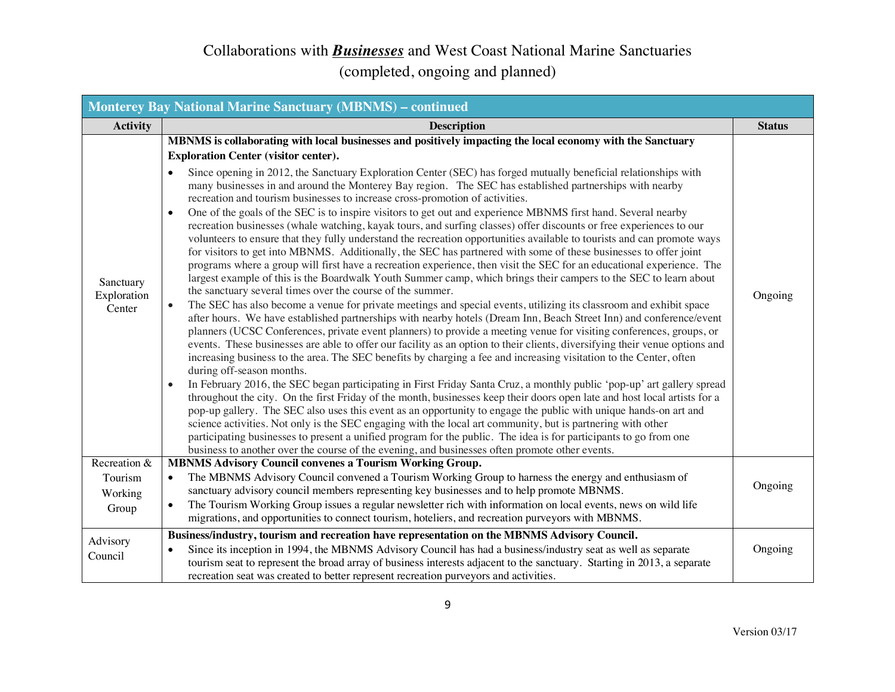# Collaborations with ***Businesses*** and West Coast National Marine Sanctuaries

## (completed, ongoing and planned)

| **Monterey Bay National Marine Sanctuary (MBNMS) – continued** | | |
|---|---|---|
| **Activity** | **Description** | **Status** |
| Sanctuary Exploration Center | **MBNMS is collaborating with local businesses and positively impacting the local economy with the Sanctuary Exploration Center (visitor center).**<br>• Since opening in 2012, the Sanctuary Exploration Center (SEC) has forged mutually beneficial relationships with many businesses in and around the Monterey Bay region. The SEC has established partnerships with nearby recreation and tourism businesses to increase cross-promotion of activities.<br>• One of the goals of the SEC is to inspire visitors to get out and experience MBNMS first hand. Several nearby recreation businesses (whale watching, kayak tours, and surfing classes) offer discounts or free experiences to our volunteers to ensure that they fully understand the recreation opportunities available to tourists and can promote ways for visitors to get into MBNMS. Additionally, the SEC has partnered with some of these businesses to offer joint programs where a group will first have a recreation experience, then visit the SEC for an educational experience. The largest example of this is the Boardwalk Youth Summer camp, which brings their campers to the SEC to learn about the sanctuary several times over the course of the summer.<br>• The SEC has also become a venue for private meetings and special events, utilizing its classroom and exhibit space after hours. We have established partnerships with nearby hotels (Dream Inn, Beach Street Inn) and conference/event planners (UCSC Conferences, private event planners) to provide a meeting venue for visiting conferences, groups, or events. These businesses are able to offer our facility as an option to their clients, diversifying their venue options and increasing business to the area. The SEC benefits by charging a fee and increasing visitation to the Center, often during off-season months.<br>• In February 2016, the SEC began participating in First Friday Santa Cruz, a monthly public 'pop-up' art gallery spread throughout the city. On the first Friday of the month, businesses keep their doors open late and host local artists for a pop-up gallery. The SEC also uses this event as an opportunity to engage the public with unique hands-on art and science activities. Not only is the SEC engaging with the local art community, but is partnering with other participating businesses to present a unified program for the public. The idea is for participants to go from one business to another over the course of the evening, and businesses often promote other events. | Ongoing |
| Recreation & Tourism Working Group | **MBNMS Advisory Council convenes a Tourism Working Group.**<br>• The MBNMS Advisory Council convened a Tourism Working Group to harness the energy and enthusiasm of sanctuary advisory council members representing key businesses and to help promote MBNMS.<br>• The Tourism Working Group issues a regular newsletter rich with information on local events, news on wild life migrations, and opportunities to connect tourism, hoteliers, and recreation purveyors with MBNMS. | Ongoing |
| Advisory Council | **Business/industry, tourism and recreation have representation on the MBNMS Advisory Council.**<br>• Since its inception in 1994, the MBNMS Advisory Council has had a business/industry seat as well as separate tourism seat to represent the broad array of business interests adjacent to the sanctuary. Starting in 2013, a separate recreation seat was created to better represent recreation purveyors and activities. | Ongoing |

Version 03/17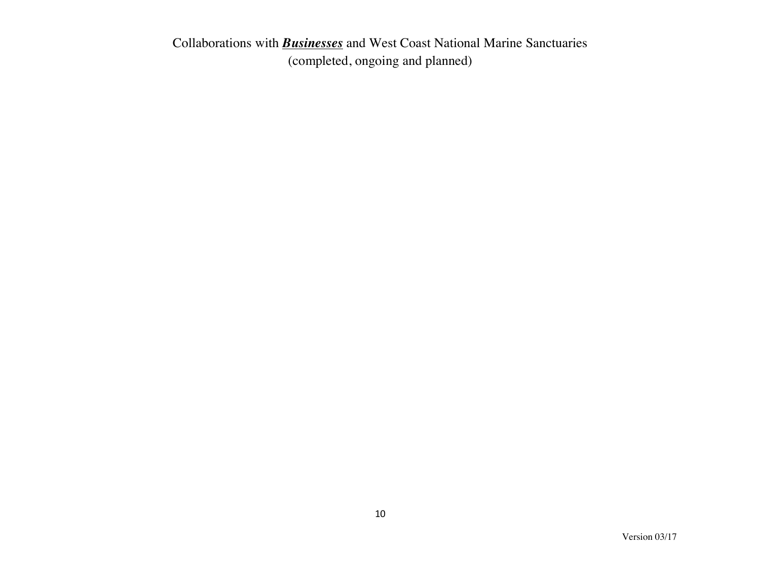Collaborations with ***<u>Businesses</u>*** and West Coast National Marine Sanctuaries
(completed, ongoing and planned)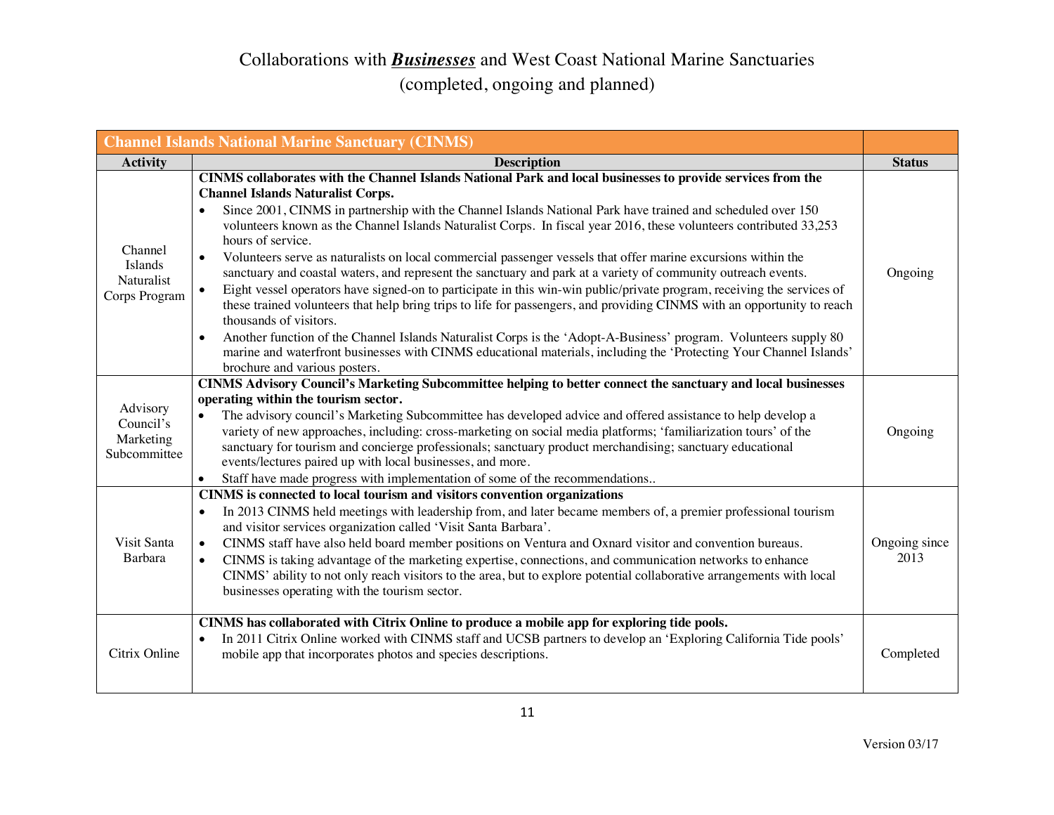# Collaborations with ***Businesses*** and West Coast National Marine Sanctuaries
## (completed, ongoing and planned)

| **Channel Islands National Marine Sanctuary (CINMS)** | | |
|---|---|---|
| **Activity** | **Description** | **Status** |
| Channel Islands Naturalist Corps Program | **CINMS collaborates with the Channel Islands National Park and local businesses to provide services from the Channel Islands Naturalist Corps.**<br>• Since 2001, CINMS in partnership with the Channel Islands National Park have trained and scheduled over 150 volunteers known as the Channel Islands Naturalist Corps. In fiscal year 2016, these volunteers contributed 33,253 hours of service.<br>• Volunteers serve as naturalists on local commercial passenger vessels that offer marine excursions within the sanctuary and coastal waters, and represent the sanctuary and park at a variety of community outreach events.<br>• Eight vessel operators have signed-on to participate in this win-win public/private program, receiving the services of these trained volunteers that help bring trips to life for passengers, and providing CINMS with an opportunity to reach thousands of visitors.<br>• Another function of the Channel Islands Naturalist Corps is the 'Adopt-A-Business' program. Volunteers supply 80 marine and waterfront businesses with CINMS educational materials, including the 'Protecting Your Channel Islands' brochure and various posters. | Ongoing |
| Advisory Council's Marketing Subcommittee | **CINMS Advisory Council's Marketing Subcommittee helping to better connect the sanctuary and local businesses operating within the tourism sector.**<br>• The advisory council's Marketing Subcommittee has developed advice and offered assistance to help develop a variety of new approaches, including: cross-marketing on social media platforms; 'familiarization tours' of the sanctuary for tourism and concierge professionals; sanctuary product merchandising; sanctuary educational events/lectures paired up with local businesses, and more.<br>• Staff have made progress with implementation of some of the recommendations.. | Ongoing |
| Visit Santa Barbara | **CINMS is connected to local tourism and visitors convention organizations**<br>• In 2013 CINMS held meetings with leadership from, and later became members of, a premier professional tourism and visitor services organization called 'Visit Santa Barbara'.<br>• CINMS staff have also held board member positions on Ventura and Oxnard visitor and convention bureaus.<br>• CINMS is taking advantage of the marketing expertise, connections, and communication networks to enhance CINMS' ability to not only reach visitors to the area, but to explore potential collaborative arrangements with local businesses operating with the tourism sector. | Ongoing since 2013 |
| Citrix Online | **CINMS has collaborated with Citrix Online to produce a mobile app for exploring tide pools.**<br>• In 2011 Citrix Online worked with CINMS staff and UCSB partners to develop an 'Exploring California Tide pools' mobile app that incorporates photos and species descriptions. | Completed |

Version 03/17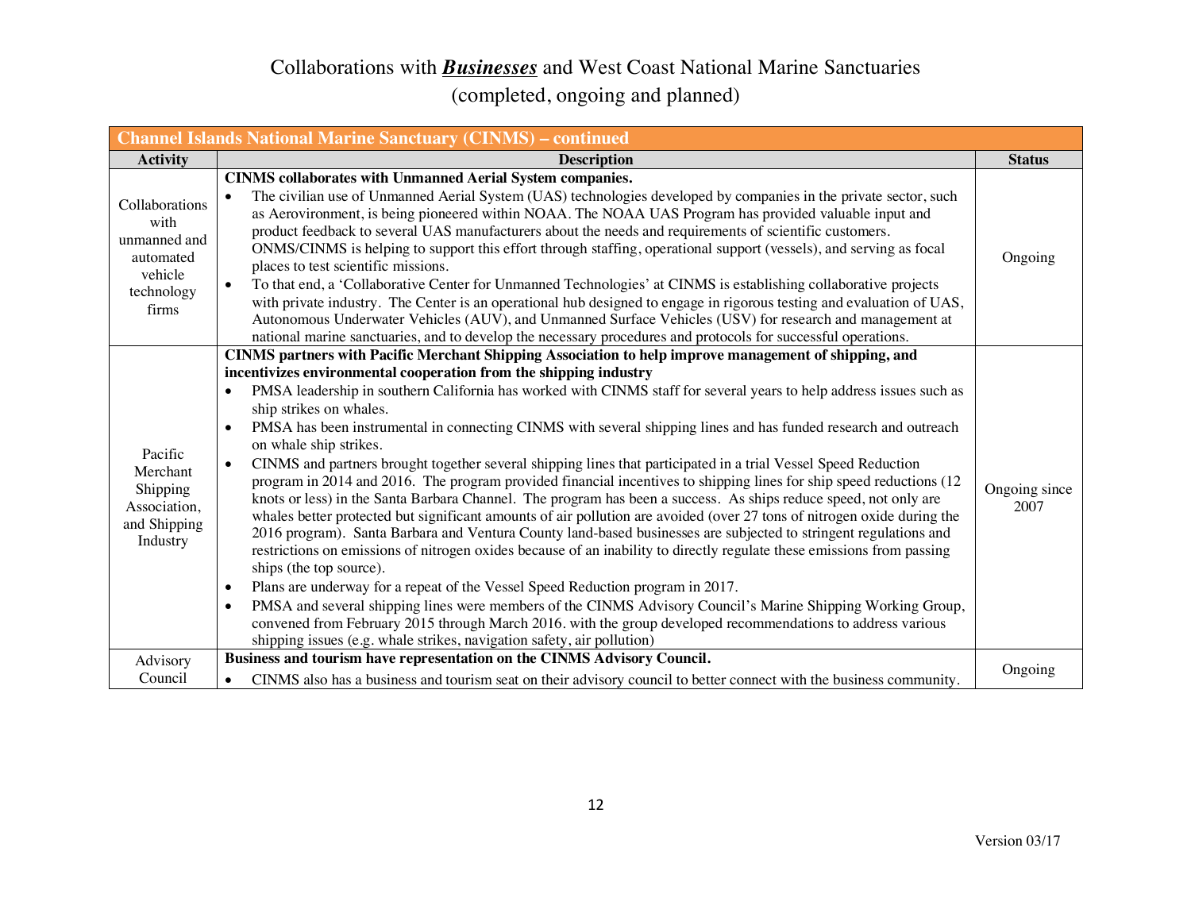# Collaborations with ***Businesses*** and West Coast National Marine Sanctuaries
(completed, ongoing and planned)

| Channel Islands National Marine Sanctuary (CINMS) – continued | | |
|---|---|---|
| **Activity** | **Description** | **Status** |
| Collaborations with unmanned and automated vehicle technology firms | **CINMS collaborates with Unmanned Aerial System companies.**<br>• The civilian use of Unmanned Aerial System (UAS) technologies developed by companies in the private sector, such as Aerovironment, is being pioneered within NOAA. The NOAA UAS Program has provided valuable input and product feedback to several UAS manufacturers about the needs and requirements of scientific customers. ONMS/CINMS is helping to support this effort through staffing, operational support (vessels), and serving as focal places to test scientific missions.<br>• To that end, a 'Collaborative Center for Unmanned Technologies' at CINMS is establishing collaborative projects with private industry. The Center is an operational hub designed to engage in rigorous testing and evaluation of UAS, Autonomous Underwater Vehicles (AUV), and Unmanned Surface Vehicles (USV) for research and management at national marine sanctuaries, and to develop the necessary procedures and protocols for successful operations. | Ongoing |
| Pacific Merchant Shipping Association, and Shipping Industry | **CINMS partners with Pacific Merchant Shipping Association to help improve management of shipping, and incentivizes environmental cooperation from the shipping industry**<br>• PMSA leadership in southern California has worked with CINMS staff for several years to help address issues such as ship strikes on whales.<br>• PMSA has been instrumental in connecting CINMS with several shipping lines and has funded research and outreach on whale ship strikes.<br>• CINMS and partners brought together several shipping lines that participated in a trial Vessel Speed Reduction program in 2014 and 2016. The program provided financial incentives to shipping lines for ship speed reductions (12 knots or less) in the Santa Barbara Channel. The program has been a success. As ships reduce speed, not only are whales better protected but significant amounts of air pollution are avoided (over 27 tons of nitrogen oxide during the 2016 program). Santa Barbara and Ventura County land-based businesses are subjected to stringent regulations and restrictions on emissions of nitrogen oxides because of an inability to directly regulate these emissions from passing ships (the top source).<br>• Plans are underway for a repeat of the Vessel Speed Reduction program in 2017.<br>• PMSA and several shipping lines were members of the CINMS Advisory Council's Marine Shipping Working Group, convened from February 2015 through March 2016. with the group developed recommendations to address various shipping issues (e.g. whale strikes, navigation safety, air pollution) | Ongoing since 2007 |
| Advisory Council | **Business and tourism have representation on the CINMS Advisory Council.**<br>• CINMS also has a business and tourism seat on their advisory council to better connect with the business community. | Ongoing |

Version 03/17